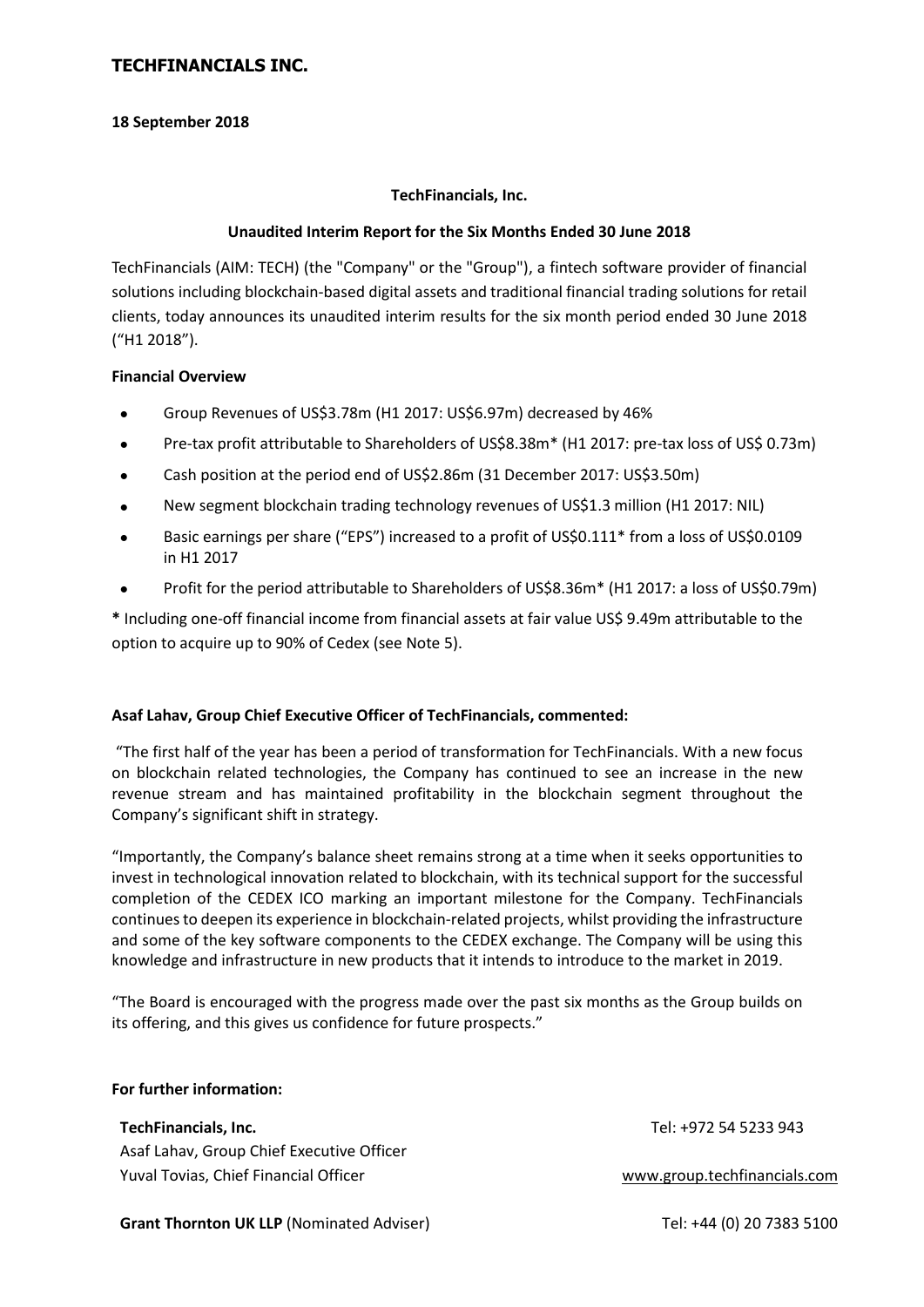# TECHFINANCIALS INC.

**18 September 2018**

**TechFinancials, Inc.**

**Unaudited Interim Report for the Six Months Ended 30 June 2018**

TechFinancials (AIM: TECH) (the "Company" or the "Group"), a fintech software provider of financial solutions including blockchain-based digital assets and traditional financial trading solutions for retail clients, today announces its unaudited interim results for the six month period ended 30 June 2018 ("H1 2018").

**Financial Overview**

- Group Revenues of US$3.78m (H1 2017: US$6.97m) decreased by 46%
- Pre-tax profit attributable to Shareholders of US$8.38m* (H1 2017: pre-tax loss of US$ 0.73m)
- Cash position at the period end of US$2.86m (31 December 2017: US$3.50m)
- New segment blockchain trading technology revenues of US$1.3 million (H1 2017: NIL)
- Basic earnings per share ("EPS") increased to a profit of US$0.111* from a loss of US$0.0109 in H1 2017
- Profit for the period attributable to Shareholders of US$8.36m* (H1 2017: a loss of US$0.79m)

**\*** Including one-off financial income from financial assets at fair value US$ 9.49m attributable to the option to acquire up to 90% of Cedex (see Note 5).

**Asaf Lahav, Group Chief Executive Officer of TechFinancials, commented:**

"The first half of the year has been a period of transformation for TechFinancials. With a new focus on blockchain related technologies, the Company has continued to see an increase in the new revenue stream and has maintained profitability in the blockchain segment throughout the Company's significant shift in strategy.

"Importantly, the Company's balance sheet remains strong at a time when it seeks opportunities to invest in technological innovation related to blockchain, with its technical support for the successful completion of the CEDEX ICO marking an important milestone for the Company. TechFinancials continues to deepen its experience in blockchain-related projects, whilst providing the infrastructure and some of the key software components to the CEDEX exchange. The Company will be using this knowledge and infrastructure in new products that it intends to introduce to the market in 2019.

"The Board is encouraged with the progress made over the past six months as the Group builds on its offering, and this gives us confidence for future prospects."

**For further information:**

**TechFinancials, Inc.** Tel: +972 54 5233 943
Asaf Lahav, Group Chief Executive Officer
Yuval Tovias, Chief Financial Officer www.group.techfinancials.com

**Grant Thornton UK LLP** (Nominated Adviser) Tel: +44 (0) 20 7383 5100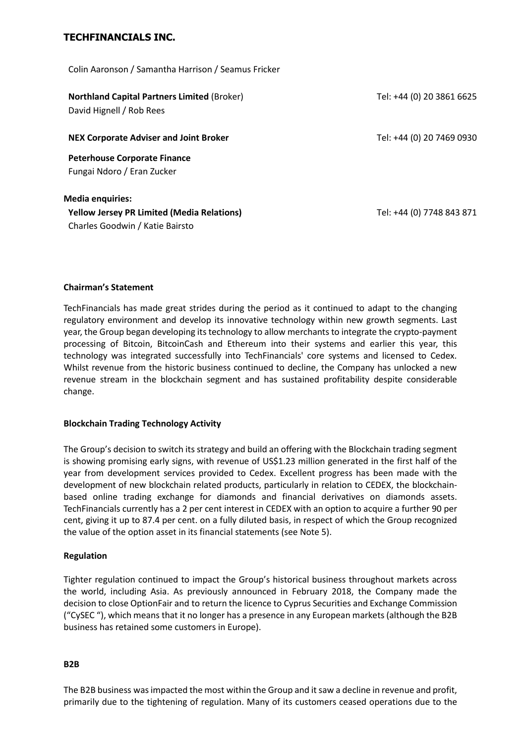Colin Aaronson / Samantha Harrison / Seamus Fricker

**Northland Capital Partners Limited** (Broker) Tel: +44 (0) 20 3861 6625
David Hignell / Rob Rees

**NEX Corporate Adviser and Joint Broker** Tel: +44 (0) 20 7469 0930

**Peterhouse Corporate Finance**
Fungai Ndoro / Eran Zucker

**Media enquiries:**
**Yellow Jersey PR Limited (Media Relations)** Tel: +44 (0) 7748 843 871
Charles Goodwin / Katie Bairsto

**Chairman's Statement**

TechFinancials has made great strides during the period as it continued to adapt to the changing regulatory environment and develop its innovative technology within new growth segments. Last year, the Group began developing its technology to allow merchants to integrate the crypto-payment processing of Bitcoin, BitcoinCash and Ethereum into their systems and earlier this year, this technology was integrated successfully into TechFinancials' core systems and licensed to Cedex. Whilst revenue from the historic business continued to decline, the Company has unlocked a new revenue stream in the blockchain segment and has sustained profitability despite considerable change.

**Blockchain Trading Technology Activity**

The Group's decision to switch its strategy and build an offering with the Blockchain trading segment is showing promising early signs, with revenue of US$1.23 million generated in the first half of the year from development services provided to Cedex. Excellent progress has been made with the development of new blockchain related products, particularly in relation to CEDEX, the blockchain-based online trading exchange for diamonds and financial derivatives on diamonds assets. TechFinancials currently has a 2 per cent interest in CEDEX with an option to acquire a further 90 per cent, giving it up to 87.4 per cent. on a fully diluted basis, in respect of which the Group recognized the value of the option asset in its financial statements (see Note 5).

**Regulation**

Tighter regulation continued to impact the Group's historical business throughout markets across the world, including Asia. As previously announced in February 2018, the Company made the decision to close OptionFair and to return the licence to Cyprus Securities and Exchange Commission ("CySEC "), which means that it no longer has a presence in any European markets (although the B2B business has retained some customers in Europe).

**B2B**

The B2B business was impacted the most within the Group and it saw a decline in revenue and profit, primarily due to the tightening of regulation. Many of its customers ceased operations due to the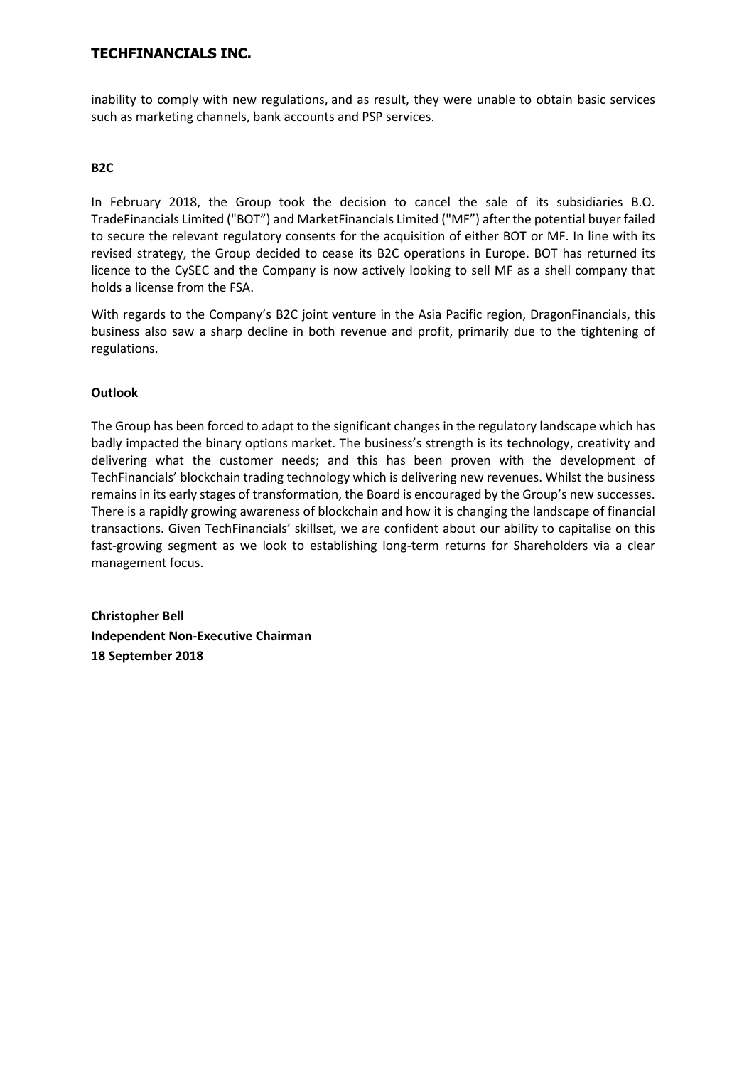inability to comply with new regulations, and as result, they were unable to obtain basic services such as marketing channels, bank accounts and PSP services.

**B2C**

In February 2018, the Group took the decision to cancel the sale of its subsidiaries B.O. TradeFinancials Limited ("BOT") and MarketFinancials Limited ("MF") after the potential buyer failed to secure the relevant regulatory consents for the acquisition of either BOT or MF. In line with its revised strategy, the Group decided to cease its B2C operations in Europe. BOT has returned its licence to the CySEC and the Company is now actively looking to sell MF as a shell company that holds a license from the FSA.

With regards to the Company's B2C joint venture in the Asia Pacific region, DragonFinancials, this business also saw a sharp decline in both revenue and profit, primarily due to the tightening of regulations.

**Outlook**

The Group has been forced to adapt to the significant changes in the regulatory landscape which has badly impacted the binary options market. The business's strength is its technology, creativity and delivering what the customer needs; and this has been proven with the development of TechFinancials' blockchain trading technology which is delivering new revenues. Whilst the business remains in its early stages of transformation, the Board is encouraged by the Group's new successes. There is a rapidly growing awareness of blockchain and how it is changing the landscape of financial transactions. Given TechFinancials' skillset, we are confident about our ability to capitalise on this fast-growing segment as we look to establishing long-term returns for Shareholders via a clear management focus.

**Christopher Bell**
**Independent Non-Executive Chairman**
**18 September 2018**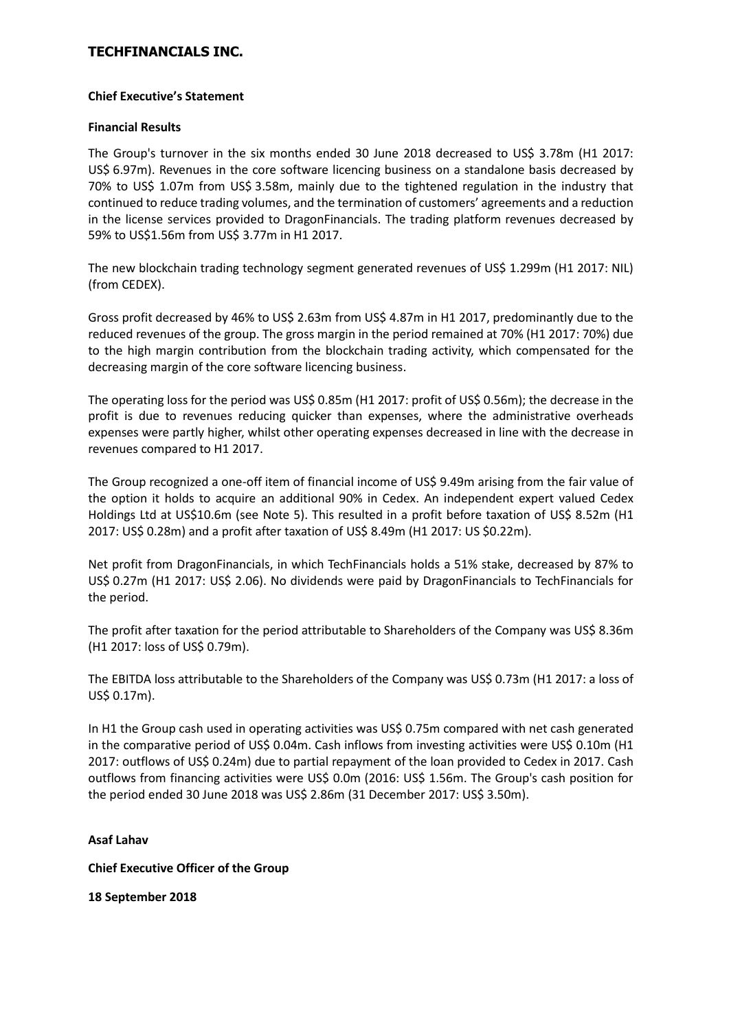# TECHFINANCIALS INC.

**Chief Executive's Statement**

**Financial Results**

The Group's turnover in the six months ended 30 June 2018 decreased to US$ 3.78m (H1 2017: US$ 6.97m). Revenues in the core software licencing business on a standalone basis decreased by 70% to US$ 1.07m from US$ 3.58m, mainly due to the tightened regulation in the industry that continued to reduce trading volumes, and the termination of customers' agreements and a reduction in the license services provided to DragonFinancials. The trading platform revenues decreased by 59% to US$1.56m from US$ 3.77m in H1 2017.

The new blockchain trading technology segment generated revenues of US$ 1.299m (H1 2017: NIL) (from CEDEX).

Gross profit decreased by 46% to US$ 2.63m from US$ 4.87m in H1 2017, predominantly due to the reduced revenues of the group. The gross margin in the period remained at 70% (H1 2017: 70%) due to the high margin contribution from the blockchain trading activity, which compensated for the decreasing margin of the core software licencing business.

The operating loss for the period was US$ 0.85m (H1 2017: profit of US$ 0.56m); the decrease in the profit is due to revenues reducing quicker than expenses, where the administrative overheads expenses were partly higher, whilst other operating expenses decreased in line with the decrease in revenues compared to H1 2017.

The Group recognized a one-off item of financial income of US$ 9.49m arising from the fair value of the option it holds to acquire an additional 90% in Cedex. An independent expert valued Cedex Holdings Ltd at US$10.6m (see Note 5). This resulted in a profit before taxation of US$ 8.52m (H1 2017: US$ 0.28m) and a profit after taxation of US$ 8.49m (H1 2017: US $0.22m).

Net profit from DragonFinancials, in which TechFinancials holds a 51% stake, decreased by 87% to US$ 0.27m (H1 2017: US$ 2.06). No dividends were paid by DragonFinancials to TechFinancials for the period.

The profit after taxation for the period attributable to Shareholders of the Company was US$ 8.36m (H1 2017: loss of US$ 0.79m).

The EBITDA loss attributable to the Shareholders of the Company was US$ 0.73m (H1 2017: a loss of US$ 0.17m).

In H1 the Group cash used in operating activities was US$ 0.75m compared with net cash generated in the comparative period of US$ 0.04m. Cash inflows from investing activities were US$ 0.10m (H1 2017: outflows of US$ 0.24m) due to partial repayment of the loan provided to Cedex in 2017. Cash outflows from financing activities were US$ 0.0m (2016: US$ 1.56m. The Group's cash position for the period ended 30 June 2018 was US$ 2.86m (31 December 2017: US$ 3.50m).

**Asaf Lahav**

**Chief Executive Officer of the Group**

**18 September 2018**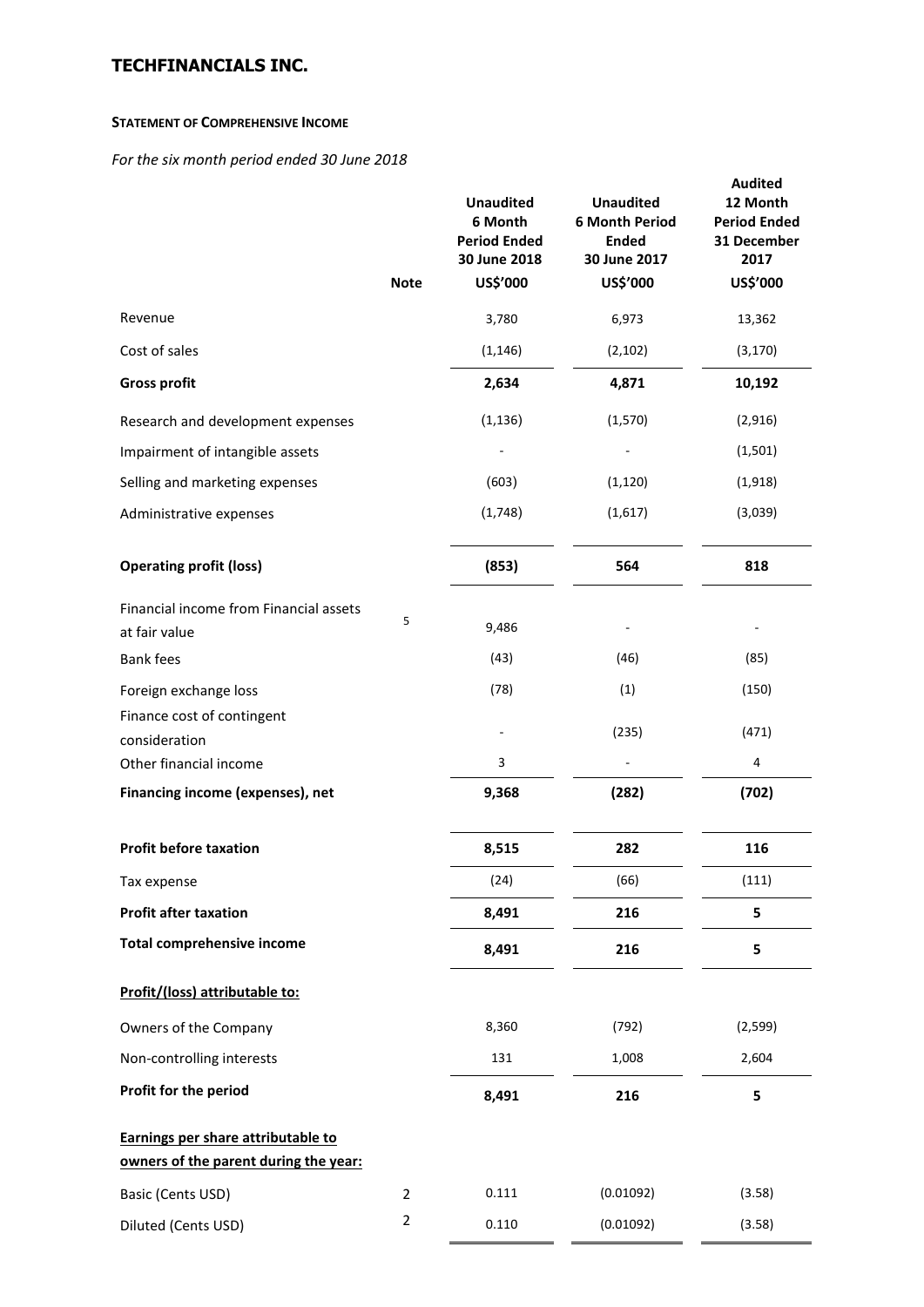# TECHFINANCIALS INC.

**STATEMENT OF COMPREHENSIVE INCOME**

*For the six month period ended 30 June 2018*

| | Note | Unaudited 6 Month Period Ended 30 June 2018 US$'000 | Unaudited 6 Month Period Ended 30 June 2017 US$'000 | Audited 12 Month Period Ended 31 December 2017 US$'000 |
|---|---|---|---|---|
| Revenue | | 3,780 | 6,973 | 13,362 |
| Cost of sales | | (1,146) | (2,102) | (3,170) |
| **Gross profit** | | **2,634** | **4,871** | **10,192** |
| Research and development expenses | | (1,136) | (1,570) | (2,916) |
| Impairment of intangible assets | | - | - | (1,501) |
| Selling and marketing expenses | | (603) | (1,120) | (1,918) |
| Administrative expenses | | (1,748) | (1,617) | (3,039) |
| **Operating profit (loss)** | | **(853)** | **564** | **818** |
| Financial income from Financial assets at fair value | 5 | 9,486 | - | - |
| Bank fees | | (43) | (46) | (85) |
| Foreign exchange loss | | (78) | (1) | (150) |
| Finance cost of contingent consideration | | - | (235) | (471) |
| Other financial income | | 3 | - | 4 |
| **Financing income (expenses), net** | | **9,368** | **(282)** | **(702)** |
| **Profit before taxation** | | **8,515** | **282** | **116** |
| Tax expense | | (24) | (66) | (111) |
| **Profit after taxation** | | **8,491** | **216** | **5** |
| **Total comprehensive income** | | **8,491** | **216** | **5** |
| **<u>Profit/(loss) attributable to:</u>** | | | | |
| Owners of the Company | | 8,360 | (792) | (2,599) |
| Non-controlling interests | | 131 | 1,008 | 2,604 |
| **Profit for the period** | | **8,491** | **216** | **5** |
| **<u>Earnings per share attributable to owners of the parent during the year:</u>** | | | | |
| Basic (Cents USD) | 2 | 0.111 | (0.01092) | (3.58) |
| Diluted (Cents USD) | 2 | 0.110 | (0.01092) | (3.58) |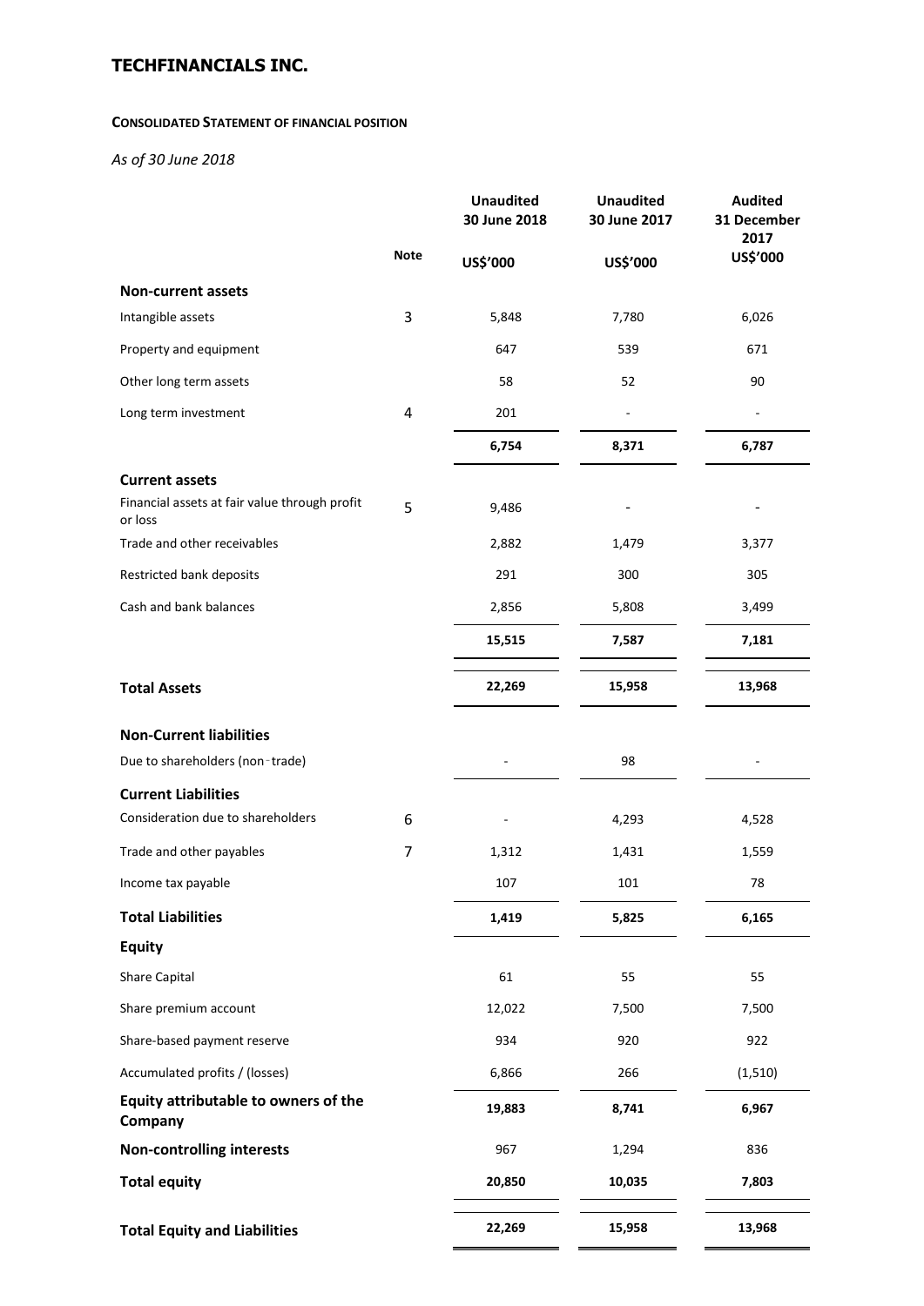# TECHFINANCIALS INC.

**CONSOLIDATED STATEMENT OF FINANCIAL POSITION**

*As of 30 June 2018*

| | Note | Unaudited 30 June 2018 US$'000 | Unaudited 30 June 2017 US$'000 | Audited 31 December 2017 US$'000 |
|---|---|---|---|---|
| **Non-current assets** | | | | |
| Intangible assets | 3 | 5,848 | 7,780 | 6,026 |
| Property and equipment | | 647 | 539 | 671 |
| Other long term assets | | 58 | 52 | 90 |
| Long term investment | 4 | 201 | - | - |
| | | **6,754** | **8,371** | **6,787** |
| **Current assets** | | | | |
| Financial assets at fair value through profit or loss | 5 | 9,486 | - | - |
| Trade and other receivables | | 2,882 | 1,479 | 3,377 |
| Restricted bank deposits | | 291 | 300 | 305 |
| Cash and bank balances | | 2,856 | 5,808 | 3,499 |
| | | **15,515** | **7,587** | **7,181** |
| **Total Assets** | | **22,269** | **15,958** | **13,968** |
| **Non-Current liabilities** | | | | |
| Due to shareholders (non-trade) | | - | 98 | - |
| **Current Liabilities** | | | | |
| Consideration due to shareholders | 6 | - | 4,293 | 4,528 |
| Trade and other payables | 7 | 1,312 | 1,431 | 1,559 |
| Income tax payable | | 107 | 101 | 78 |
| **Total Liabilities** | | **1,419** | **5,825** | **6,165** |
| **Equity** | | | | |
| Share Capital | | 61 | 55 | 55 |
| Share premium account | | 12,022 | 7,500 | 7,500 |
| Share-based payment reserve | | 934 | 920 | 922 |
| Accumulated profits / (losses) | | 6,866 | 266 | (1,510) |
| **Equity attributable to owners of the Company** | | **19,883** | **8,741** | **6,967** |
| **Non-controlling interests** | | 967 | 1,294 | 836 |
| **Total equity** | | **20,850** | **10,035** | **7,803** |
| **Total Equity and Liabilities** | | **22,269** | **15,958** | **13,968** |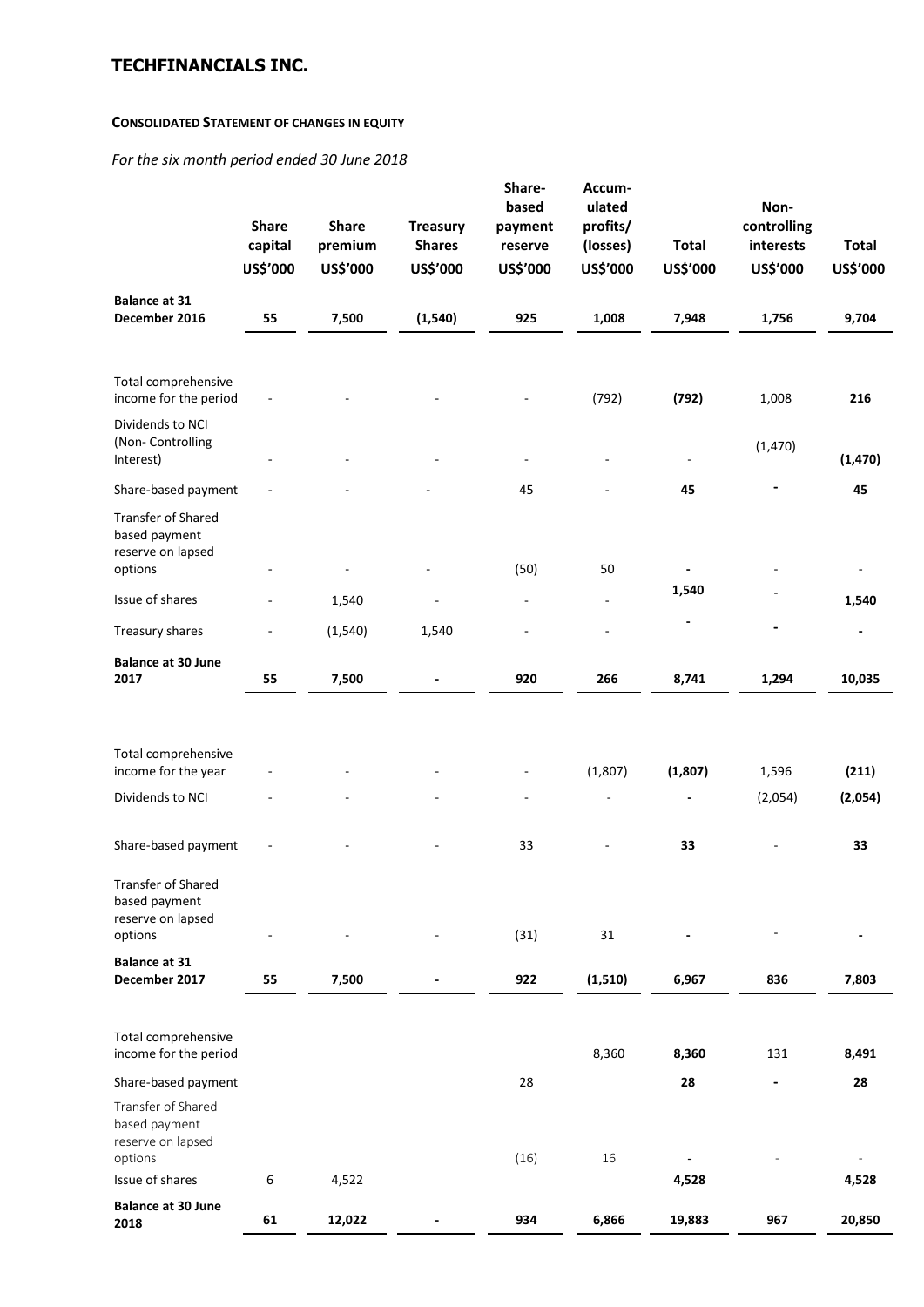# TECHFINANCIALS INC.

**CONSOLIDATED STATEMENT OF CHANGES IN EQUITY**

*For the six month period ended 30 June 2018*

| | Share capital US$'000 | Share premium US$'000 | Treasury Shares US$'000 | Share-based payment reserve US$'000 | Accumulated profits/ (losses) US$'000 | Total US$'000 | Non-controlling interests US$'000 | Total US$'000 |
|---|---|---|---|---|---|---|---|---|
| **Balance at 31 December 2016** | **55** | **7,500** | **(1,540)** | **925** | **1,008** | **7,948** | **1,756** | **9,704** |
| Total comprehensive income for the period | - | - | - | - | (792) | **(792)** | 1,008 | **216** |
| Dividends to NCI (Non- Controlling Interest) | - | - | - | - | - | - | (1,470) | **(1,470)** |
| Share-based payment | - | - | - | 45 | - | **45** | - | **45** |
| Transfer of Shared based payment reserve on lapsed options | - | - | - | (50) | 50 | - | - | - |
| Issue of shares | - | 1,540 | - | - | - | **1,540** | - | **1,540** |
| Treasury shares | - | (1,540) | 1,540 | - | - | - | - | - |
| **Balance at 30 June 2017** | **55** | **7,500** | **-** | **920** | **266** | **8,741** | **1,294** | **10,035** |
| Total comprehensive income for the year | - | - | - | - | (1,807) | **(1,807)** | 1,596 | **(211)** |
| Dividends to NCI | - | - | - | - | - | - | (2,054) | **(2,054)** |
| Share-based payment | - | - | - | 33 | - | **33** | - | **33** |
| Transfer of Shared based payment reserve on lapsed options | - | - | - | (31) | 31 | - | - | - |
| **Balance at 31 December 2017** | **55** | **7,500** | **-** | **922** | **(1,510)** | **6,967** | **836** | **7,803** |
| Total comprehensive income for the period | | | | | 8,360 | **8,360** | 131 | **8,491** |
| Share-based payment | | | | 28 | | **28** | - | **28** |
| Transfer of Shared based payment reserve on lapsed options | | | | (16) | 16 | - | - | - |
| Issue of shares | 6 | 4,522 | | | | **4,528** | | **4,528** |
| **Balance at 30 June 2018** | **61** | **12,022** | **-** | **934** | **6,866** | **19,883** | **967** | **20,850** |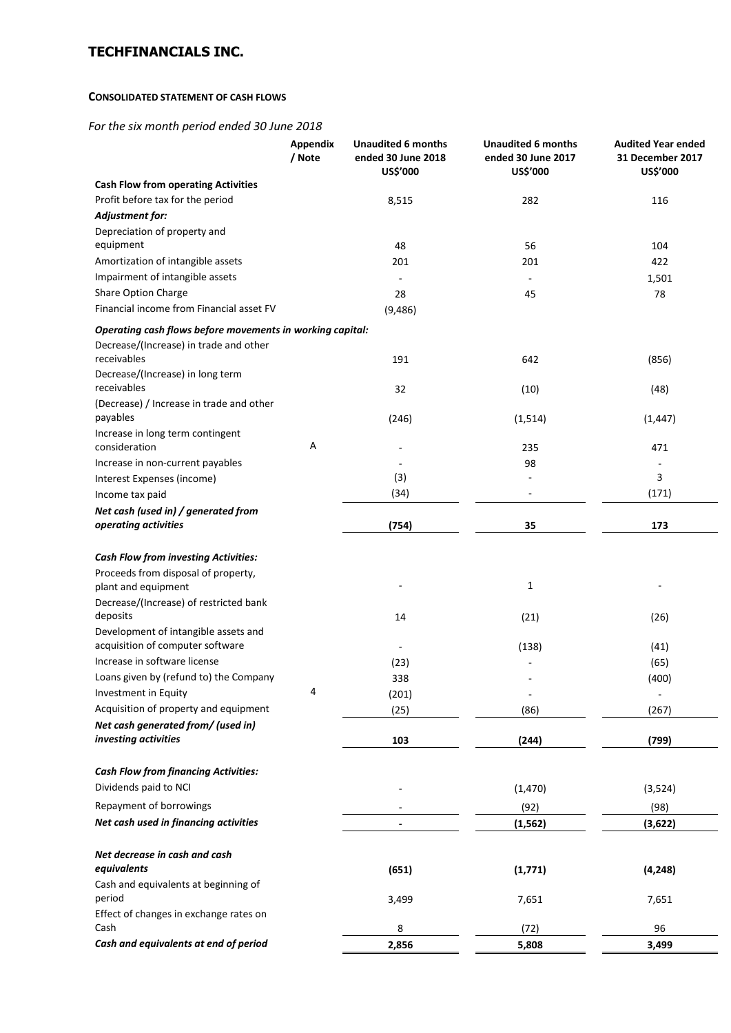# TECHFINANCIALS INC.

**CONSOLIDATED STATEMENT OF CASH FLOWS**

*For the six month period ended 30 June 2018*

| | Appendix / Note | Unaudited 6 months ended 30 June 2018 US$'000 | Unaudited 6 months ended 30 June 2017 US$'000 | Audited Year ended 31 December 2017 US$'000 |
|---|---|---|---|---|
| **Cash Flow from operating Activities** | | | | |
| Profit before tax for the period | | 8,515 | 282 | 116 |
| ***Adjustment for:*** | | | | |
| Depreciation of property and equipment | | 48 | 56 | 104 |
| Amortization of intangible assets | | 201 | 201 | 422 |
| Impairment of intangible assets | | - | - | 1,501 |
| Share Option Charge | | 28 | 45 | 78 |
| Financial income from Financial asset FV | | (9,486) | | |
| ***Operating cash flows before movements in working capital:*** | | | | |
| Decrease/(Increase) in trade and other receivables | | 191 | 642 | (856) |
| Decrease/(Increase) in long term receivables | | 32 | (10) | (48) |
| (Decrease) / Increase in trade and other payables | | (246) | (1,514) | (1,447) |
| Increase in long term contingent consideration | A | - | 235 | 471 |
| Increase in non-current payables | | - | 98 | - |
| Interest Expenses (income) | | (3) | - | 3 |
| Income tax paid | | (34) | - | (171) |
| ***Net cash (used in) / generated from operating activities*** | | **(754)** | **35** | **173** |
| ***Cash Flow from investing Activities:*** | | | | |
| Proceeds from disposal of property, plant and equipment | | - | 1 | - |
| Decrease/(Increase) of restricted bank deposits | | 14 | (21) | (26) |
| Development of intangible assets and acquisition of computer software | | - | (138) | (41) |
| Increase in software license | | (23) | - | (65) |
| Loans given by (refund to) the Company | | 338 | - | (400) |
| Investment in Equity | 4 | (201) | - | - |
| Acquisition of property and equipment | | (25) | (86) | (267) |
| ***Net cash generated from/ (used in) investing activities*** | | **103** | **(244)** | **(799)** |
| ***Cash Flow from financing Activities:*** | | | | |
| Dividends paid to NCI | | - | (1,470) | (3,524) |
| Repayment of borrowings | | - | (92) | (98) |
| ***Net cash used in financing activities*** | | **-** | **(1,562)** | **(3,622)** |
| ***Net decrease in cash and cash equivalents*** | | **(651)** | **(1,771)** | **(4,248)** |
| Cash and equivalents at beginning of period | | 3,499 | 7,651 | 7,651 |
| Effect of changes in exchange rates on Cash | | 8 | (72) | 96 |
| ***Cash and equivalents at end of period*** | | **2,856** | **5,808** | **3,499** |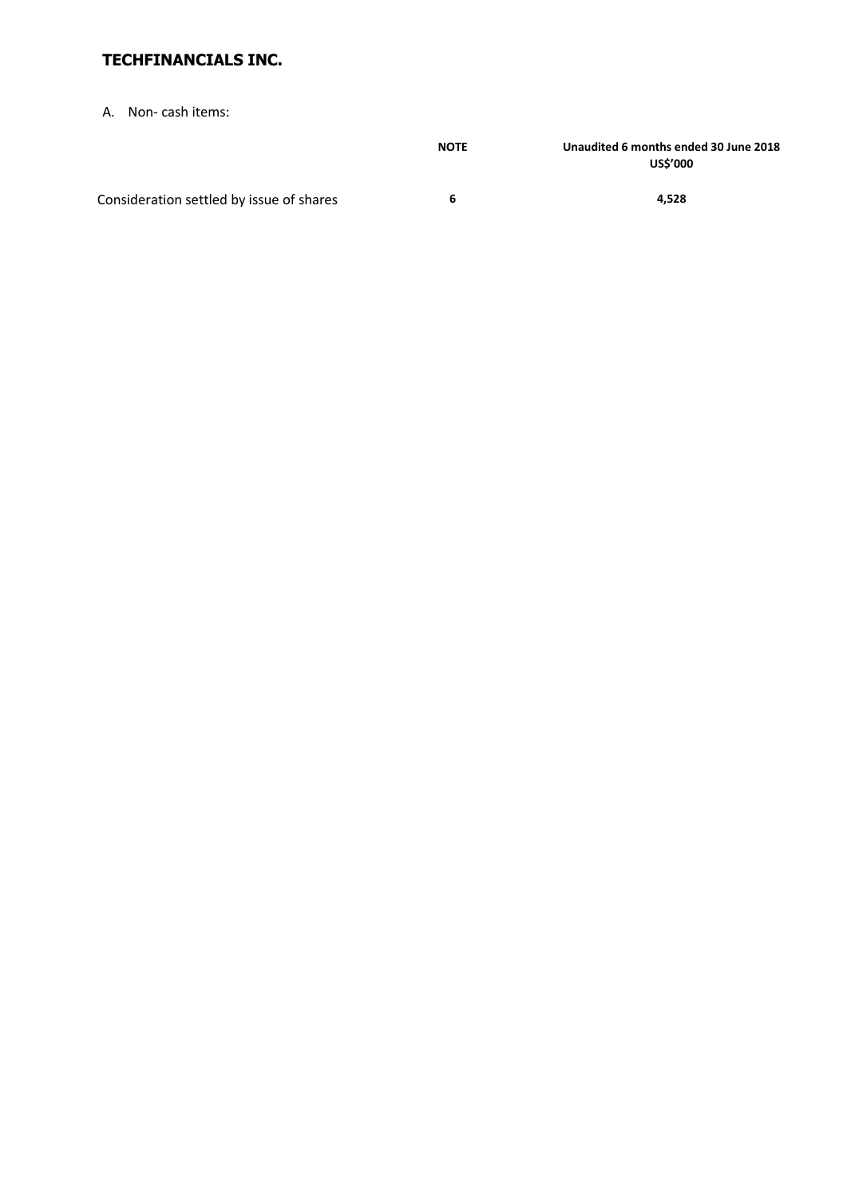# TECHFINANCIALS INC.

A. Non- cash items:

| | NOTE | Unaudited 6 months ended 30 June 2018 US$'000 |
|---|---|---|
| Consideration settled by issue of shares | 6 | 4,528 |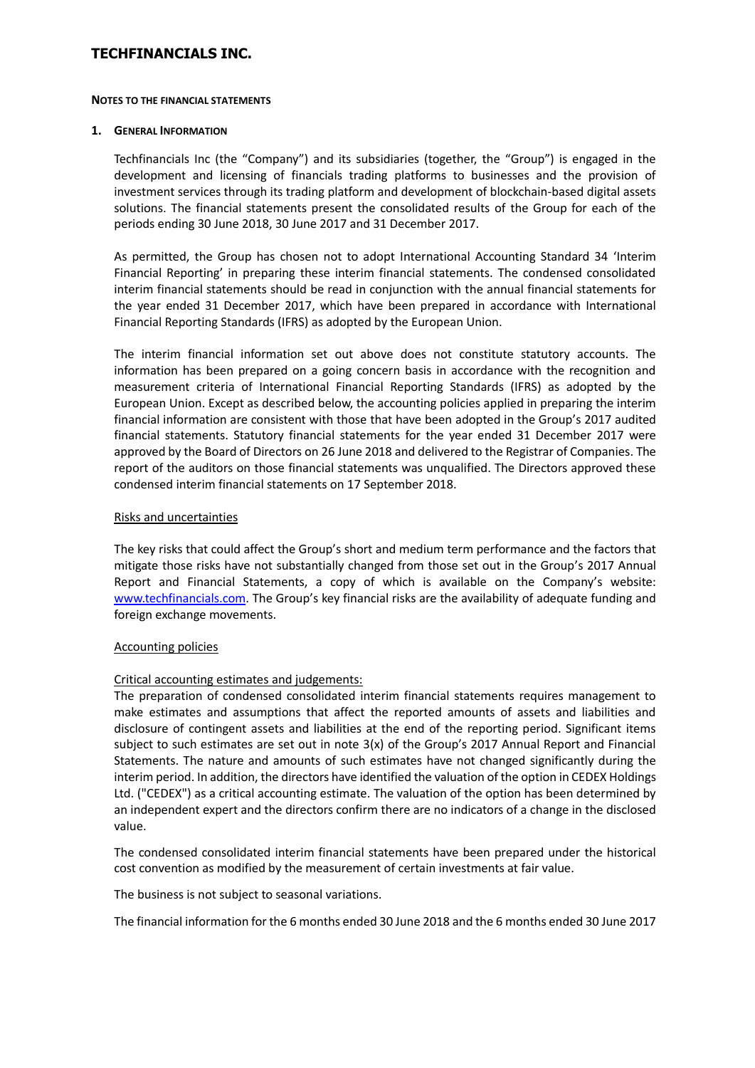**NOTES TO THE FINANCIAL STATEMENTS**

## 1. GENERAL INFORMATION

Techfinancials Inc (the "Company") and its subsidiaries (together, the "Group") is engaged in the development and licensing of financials trading platforms to businesses and the provision of investment services through its trading platform and development of blockchain-based digital assets solutions. The financial statements present the consolidated results of the Group for each of the periods ending 30 June 2018, 30 June 2017 and 31 December 2017.

As permitted, the Group has chosen not to adopt International Accounting Standard 34 'Interim Financial Reporting' in preparing these interim financial statements. The condensed consolidated interim financial statements should be read in conjunction with the annual financial statements for the year ended 31 December 2017, which have been prepared in accordance with International Financial Reporting Standards (IFRS) as adopted by the European Union.

The interim financial information set out above does not constitute statutory accounts. The information has been prepared on a going concern basis in accordance with the recognition and measurement criteria of International Financial Reporting Standards (IFRS) as adopted by the European Union. Except as described below, the accounting policies applied in preparing the interim financial information are consistent with those that have been adopted in the Group's 2017 audited financial statements. Statutory financial statements for the year ended 31 December 2017 were approved by the Board of Directors on 26 June 2018 and delivered to the Registrar of Companies. The report of the auditors on those financial statements was unqualified. The Directors approved these condensed interim financial statements on 17 September 2018.

Risks and uncertainties

The key risks that could affect the Group's short and medium term performance and the factors that mitigate those risks have not substantially changed from those set out in the Group's 2017 Annual Report and Financial Statements, a copy of which is available on the Company's website: www.techfinancials.com. The Group's key financial risks are the availability of adequate funding and foreign exchange movements.

Accounting policies

Critical accounting estimates and judgements:
The preparation of condensed consolidated interim financial statements requires management to make estimates and assumptions that affect the reported amounts of assets and liabilities and disclosure of contingent assets and liabilities at the end of the reporting period. Significant items subject to such estimates are set out in note 3(x) of the Group's 2017 Annual Report and Financial Statements. The nature and amounts of such estimates have not changed significantly during the interim period. In addition, the directors have identified the valuation of the option in CEDEX Holdings Ltd. ("CEDEX") as a critical accounting estimate. The valuation of the option has been determined by an independent expert and the directors confirm there are no indicators of a change in the disclosed value.

The condensed consolidated interim financial statements have been prepared under the historical cost convention as modified by the measurement of certain investments at fair value.

The business is not subject to seasonal variations.

The financial information for the 6 months ended 30 June 2018 and the 6 months ended 30 June 2017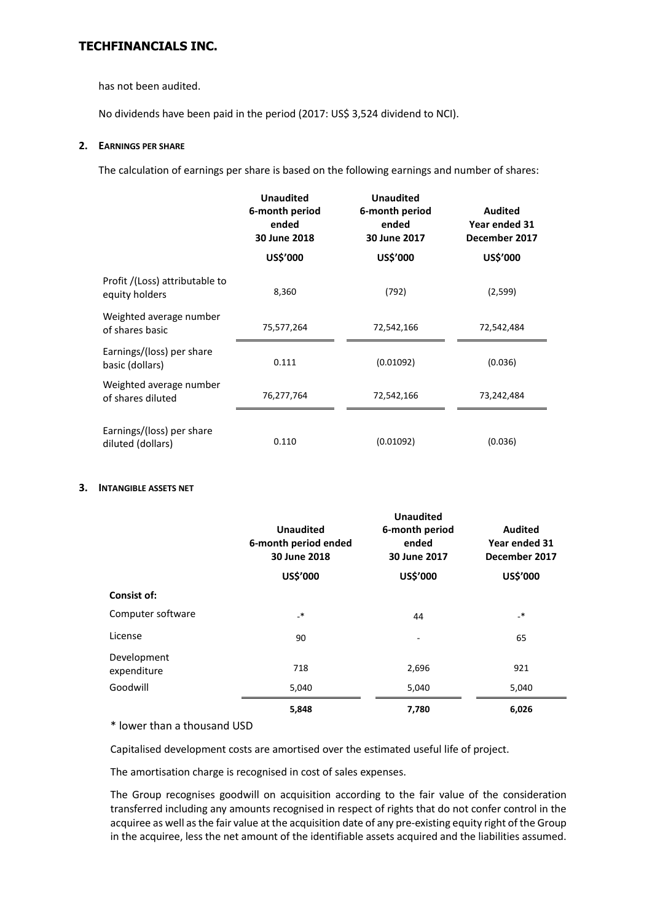has not been audited.

No dividends have been paid in the period (2017: US$ 3,524 dividend to NCI).

## 2. EARNINGS PER SHARE

The calculation of earnings per share is based on the following earnings and number of shares:

| | Unaudited 6-month period ended 30 June 2018 | Unaudited 6-month period ended 30 June 2017 | Audited Year ended 31 December 2017 |
|---|---|---|---|
| | US$'000 | US$'000 | US$'000 |
| Profit /(Loss) attributable to equity holders | 8,360 | (792) | (2,599) |
| Weighted average number of shares basic | 75,577,264 | 72,542,166 | 72,542,484 |
| Earnings/(loss) per share basic (dollars) | 0.111 | (0.01092) | (0.036) |
| Weighted average number of shares diluted | 76,277,764 | 72,542,166 | 73,242,484 |
| Earnings/(loss) per share diluted (dollars) | 0.110 | (0.01092) | (0.036) |

## 3. INTANGIBLE ASSETS NET

| | Unaudited 6-month period ended 30 June 2018 | Unaudited 6-month period ended 30 June 2017 | Audited Year ended 31 December 2017 |
|---|---|---|---|
| | US$'000 | US$'000 | US$'000 |
| **Consist of:** | | | |
| Computer software | -* | 44 | -* |
| License | 90 | - | 65 |
| Development expenditure | 718 | 2,696 | 921 |
| Goodwill | 5,040 | 5,040 | 5,040 |
| | **5,848** | **7,780** | **6,026** |

\* lower than a thousand USD

Capitalised development costs are amortised over the estimated useful life of project.

The amortisation charge is recognised in cost of sales expenses.

The Group recognises goodwill on acquisition according to the fair value of the consideration transferred including any amounts recognised in respect of rights that do not confer control in the acquiree as well as the fair value at the acquisition date of any pre-existing equity right of the Group in the acquiree, less the net amount of the identifiable assets acquired and the liabilities assumed.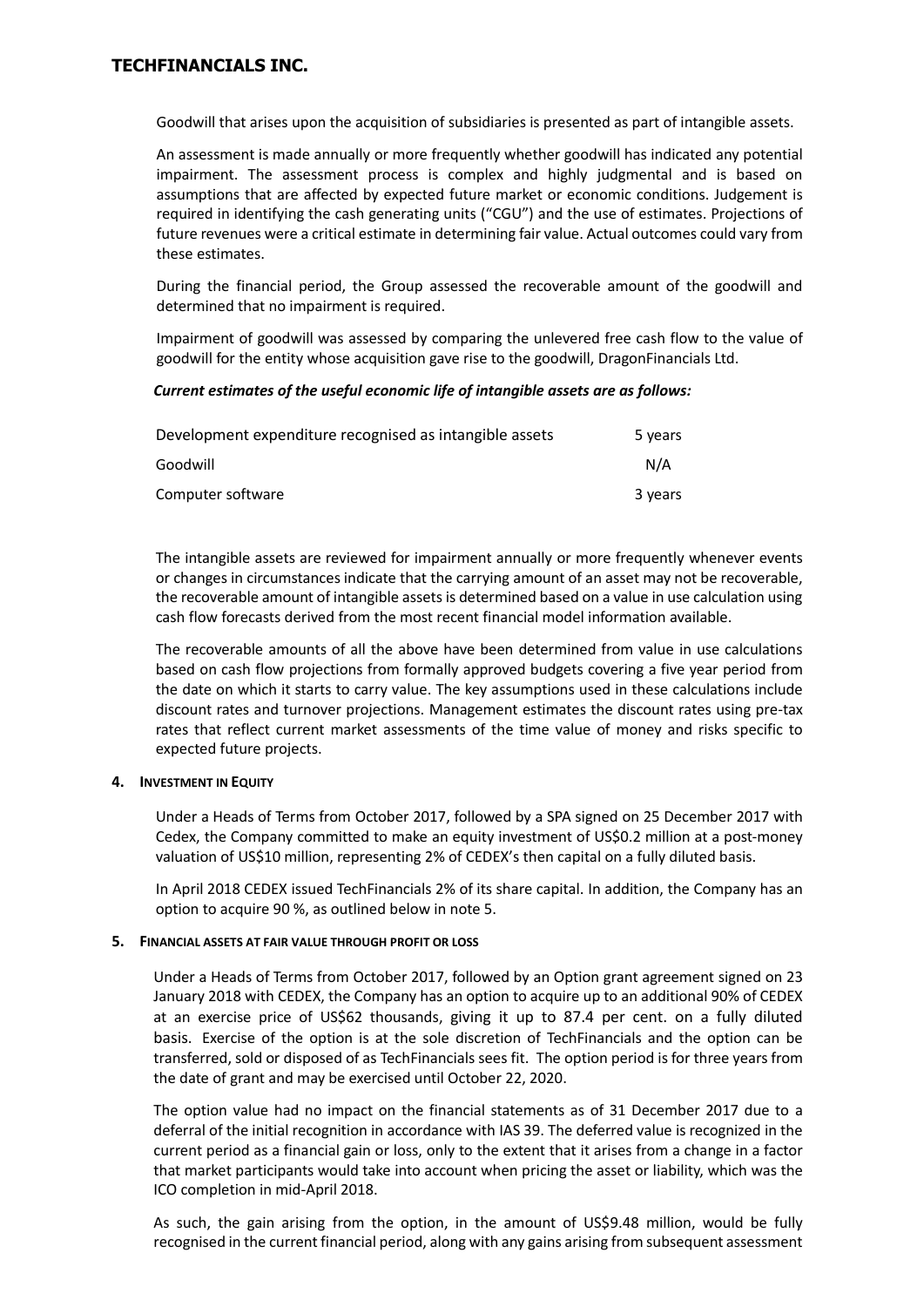Goodwill that arises upon the acquisition of subsidiaries is presented as part of intangible assets.

An assessment is made annually or more frequently whether goodwill has indicated any potential impairment. The assessment process is complex and highly judgmental and is based on assumptions that are affected by expected future market or economic conditions. Judgement is required in identifying the cash generating units ("CGU") and the use of estimates. Projections of future revenues were a critical estimate in determining fair value. Actual outcomes could vary from these estimates.

During the financial period, the Group assessed the recoverable amount of the goodwill and determined that no impairment is required.

Impairment of goodwill was assessed by comparing the unlevered free cash flow to the value of goodwill for the entity whose acquisition gave rise to the goodwill, DragonFinancials Ltd.

***Current estimates of the useful economic life of intangible assets are as follows:***

| | |
|---|---|
| Development expenditure recognised as intangible assets | 5 years |
| Goodwill | N/A |
| Computer software | 3 years |

The intangible assets are reviewed for impairment annually or more frequently whenever events or changes in circumstances indicate that the carrying amount of an asset may not be recoverable, the recoverable amount of intangible assets is determined based on a value in use calculation using cash flow forecasts derived from the most recent financial model information available.

The recoverable amounts of all the above have been determined from value in use calculations based on cash flow projections from formally approved budgets covering a five year period from the date on which it starts to carry value. The key assumptions used in these calculations include discount rates and turnover projections. Management estimates the discount rates using pre-tax rates that reflect current market assessments of the time value of money and risks specific to expected future projects.

## 4. INVESTMENT IN EQUITY

Under a Heads of Terms from October 2017, followed by a SPA signed on 25 December 2017 with Cedex, the Company committed to make an equity investment of US$0.2 million at a post-money valuation of US$10 million, representing 2% of CEDEX's then capital on a fully diluted basis.

In April 2018 CEDEX issued TechFinancials 2% of its share capital. In addition, the Company has an option to acquire 90 %, as outlined below in note 5.

## 5. FINANCIAL ASSETS AT FAIR VALUE THROUGH PROFIT OR LOSS

Under a Heads of Terms from October 2017, followed by an Option grant agreement signed on 23 January 2018 with CEDEX, the Company has an option to acquire up to an additional 90% of CEDEX at an exercise price of US$62 thousands, giving it up to 87.4 per cent. on a fully diluted basis. Exercise of the option is at the sole discretion of TechFinancials and the option can be transferred, sold or disposed of as TechFinancials sees fit. The option period is for three years from the date of grant and may be exercised until October 22, 2020.

The option value had no impact on the financial statements as of 31 December 2017 due to a deferral of the initial recognition in accordance with IAS 39. The deferred value is recognized in the current period as a financial gain or loss, only to the extent that it arises from a change in a factor that market participants would take into account when pricing the asset or liability, which was the ICO completion in mid-April 2018.

As such, the gain arising from the option, in the amount of US$9.48 million, would be fully recognised in the current financial period, along with any gains arising from subsequent assessment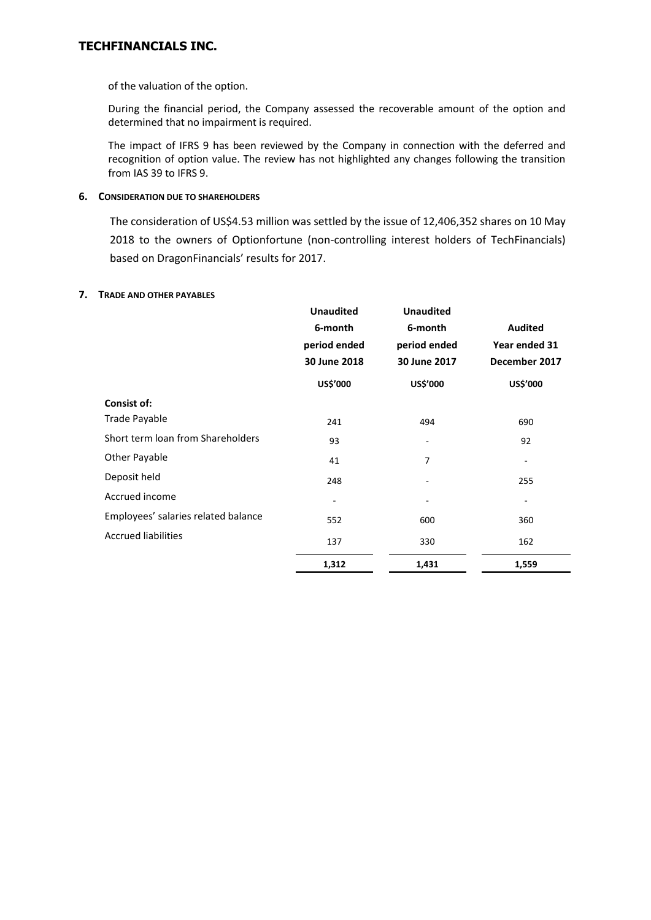of the valuation of the option.

During the financial period, the Company assessed the recoverable amount of the option and determined that no impairment is required.

The impact of IFRS 9 has been reviewed by the Company in connection with the deferred and recognition of option value. The review has not highlighted any changes following the transition from IAS 39 to IFRS 9.

## 6. CONSIDERATION DUE TO SHAREHOLDERS

The consideration of US$4.53 million was settled by the issue of 12,406,352 shares on 10 May 2018 to the owners of Optionfortune (non-controlling interest holders of TechFinancials) based on DragonFinancials' results for 2017.

## 7. TRADE AND OTHER PAYABLES

| | Unaudited 6-month period ended 30 June 2018 | Unaudited 6-month period ended 30 June 2017 | Audited Year ended 31 December 2017 |
|---|---|---|---|
| | US$'000 | US$'000 | US$'000 |
| **Consist of:** | | | |
| Trade Payable | 241 | 494 | 690 |
| Short term loan from Shareholders | 93 | - | 92 |
| Other Payable | 41 | 7 | - |
| Deposit held | 248 | - | 255 |
| Accrued income | - | - | - |
| Employees' salaries related balance | 552 | 600 | 360 |
| Accrued liabilities | 137 | 330 | 162 |
| | **1,312** | **1,431** | **1,559** |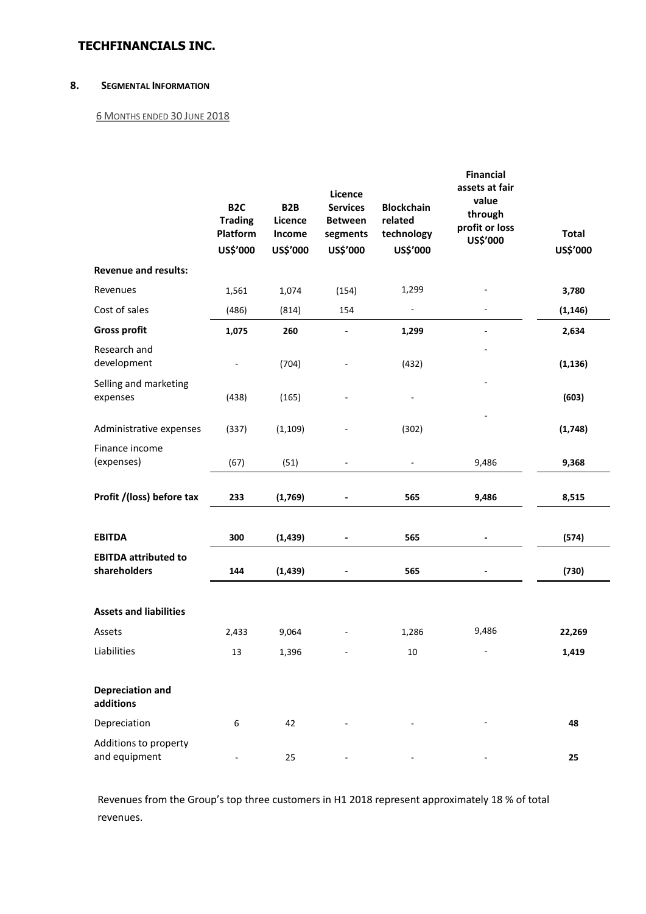**TECHFINANCIALS INC.**

## 8. Segmental Information

6 Months ended 30 June 2018

| | B2C Trading Platform US$'000 | B2B Licence Income US$'000 | Licence Services Between segments US$'000 | Blockchain related technology US$'000 | Financial assets at fair value through profit or loss US$'000 | Total US$'000 |
|---|---|---|---|---|---|---|
| **Revenue and results:** | | | | | | |
| Revenues | 1,561 | 1,074 | (154) | 1,299 | - | **3,780** |
| Cost of sales | (486) | (814) | 154 | - | - | **(1,146)** |
| **Gross profit** | **1,075** | **260** | **-** | **1,299** | **-** | **2,634** |
| Research and development | - | (704) | - | (432) | - | **(1,136)** |
| Selling and marketing expenses | (438) | (165) | - | - | - | **(603)** |
| Administrative expenses | (337) | (1,109) | - | (302) | - | **(1,748)** |
| Finance income (expenses) | (67) | (51) | - | - | 9,486 | **9,368** |
| **Profit /(loss) before tax** | **233** | **(1,769)** | **-** | **565** | **9,486** | **8,515** |
| **EBITDA** | **300** | **(1,439)** | **-** | **565** | **-** | **(574)** |
| **EBITDA attributed to shareholders** | **144** | **(1,439)** | **-** | **565** | **-** | **(730)** |
| **Assets and liabilities** | | | | | | |
| Assets | 2,433 | 9,064 | - | 1,286 | 9,486 | **22,269** |
| Liabilities | 13 | 1,396 | - | 10 | - | **1,419** |
| **Depreciation and additions** | | | | | | |
| Depreciation | 6 | 42 | - | - | - | **48** |
| Additions to property and equipment | - | 25 | - | - | - | **25** |

Revenues from the Group's top three customers in H1 2018 represent approximately 18 % of total revenues.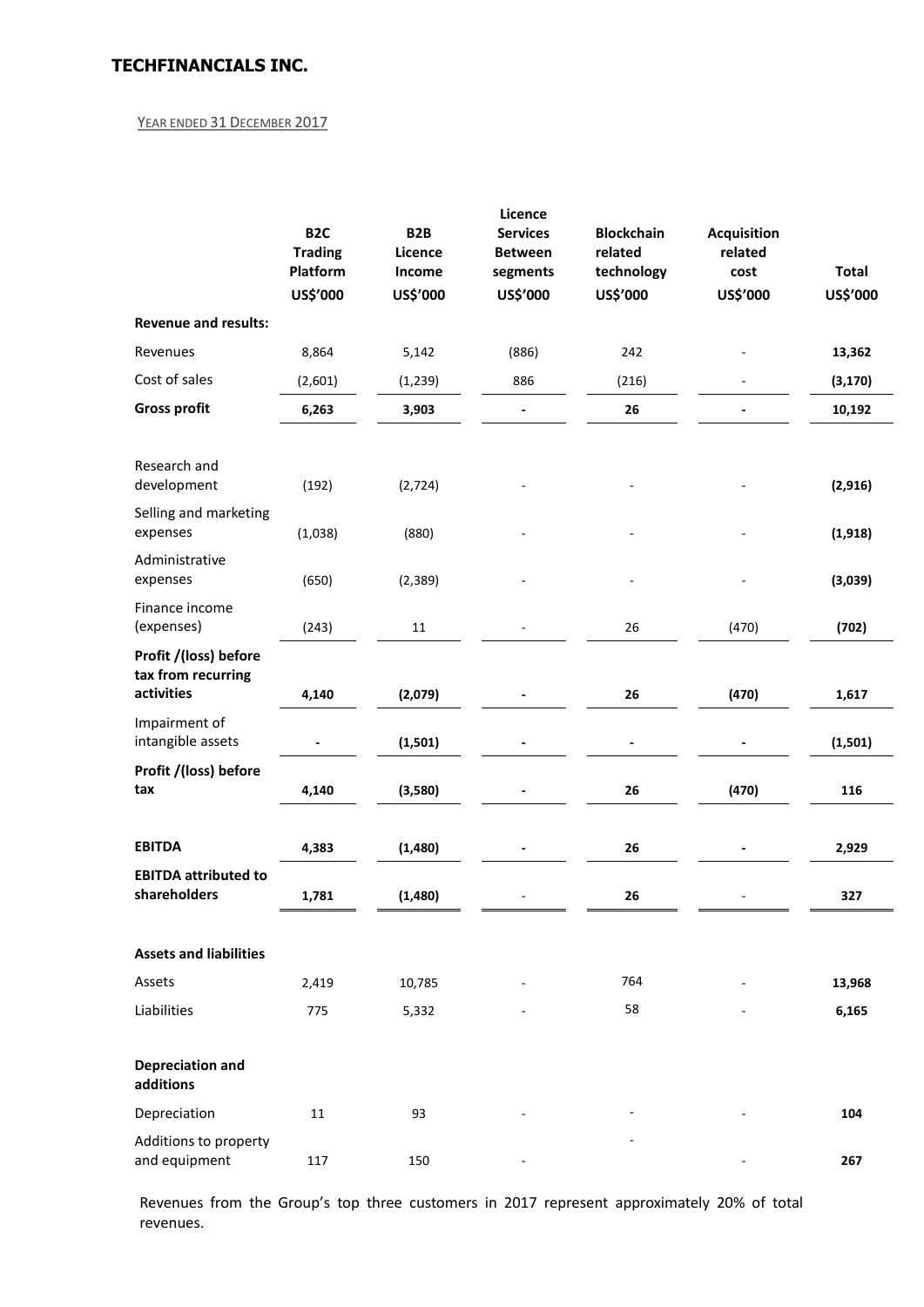# TECHFINANCIALS INC.

YEAR ENDED 31 DECEMBER 2017

| | B2C Trading Platform US$'000 | B2B Licence Income US$'000 | Licence Services Between segments US$'000 | Blockchain related technology US$'000 | Acquisition related cost US$'000 | Total US$'000 |
|---|---|---|---|---|---|---|
| **Revenue and results:** | | | | | | |
| Revenues | 8,864 | 5,142 | (886) | 242 | - | **13,362** |
| Cost of sales | (2,601) | (1,239) | 886 | (216) | - | **(3,170)** |
| **Gross profit** | **6,263** | **3,903** | **-** | **26** | **-** | **10,192** |
| Research and development | (192) | (2,724) | - | - | - | **(2,916)** |
| Selling and marketing expenses | (1,038) | (880) | - | - | - | **(1,918)** |
| Administrative expenses | (650) | (2,389) | - | - | - | **(3,039)** |
| Finance income (expenses) | (243) | 11 | - | 26 | (470) | **(702)** |
| **Profit /(loss) before tax from recurring activities** | **4,140** | **(2,079)** | **-** | **26** | **(470)** | **1,617** |
| Impairment of intangible assets | **-** | **(1,501)** | **-** | **-** | **-** | **(1,501)** |
| **Profit /(loss) before tax** | **4,140** | **(3,580)** | **-** | **26** | **(470)** | **116** |
| **EBITDA** | **4,383** | **(1,480)** | **-** | **26** | **-** | **2,929** |
| **EBITDA attributed to shareholders** | **1,781** | **(1,480)** | - | **26** | - | **327** |
| **Assets and liabilities** | | | | | | |
| Assets | 2,419 | 10,785 | - | 764 | - | **13,968** |
| Liabilities | 775 | 5,332 | - | 58 | - | **6,165** |
| **Depreciation and additions** | | | | | | |
| Depreciation | 11 | 93 | - | - | - | **104** |
| Additions to property and equipment | 117 | 150 | - | - | - | **267** |

Revenues from the Group's top three customers in 2017 represent approximately 20% of total revenues.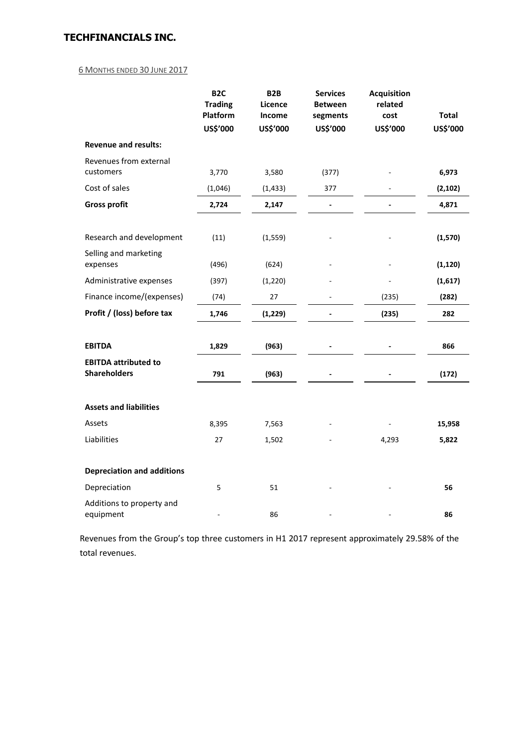## TECHFINANCIALS INC.

6 MONTHS ENDED 30 JUNE 2017

| | B2C Trading Platform US$'000 | B2B Licence Income US$'000 | Services Between segments US$'000 | Acquisition related cost US$'000 | Total US$'000 |
|---|---|---|---|---|---|
| **Revenue and results:** | | | | | |
| Revenues from external customers | 3,770 | 3,580 | (377) | - | **6,973** |
| Cost of sales | (1,046) | (1,433) | 377 | - | **(2,102)** |
| **Gross profit** | **2,724** | **2,147** | **-** | **-** | **4,871** |
| Research and development | (11) | (1,559) | - | - | **(1,570)** |
| Selling and marketing expenses | (496) | (624) | - | - | **(1,120)** |
| Administrative expenses | (397) | (1,220) | - | - | **(1,617)** |
| Finance income/(expenses) | (74) | 27 | - | (235) | **(282)** |
| **Profit / (loss) before tax** | **1,746** | **(1,229)** | **-** | **(235)** | **282** |
| **EBITDA** | **1,829** | **(963)** | **-** | **-** | **866** |
| **EBITDA attributed to Shareholders** | **791** | **(963)** | **-** | **-** | **(172)** |
| **Assets and liabilities** | | | | | |
| Assets | 8,395 | 7,563 | - | - | **15,958** |
| Liabilities | 27 | 1,502 | - | 4,293 | **5,822** |
| **Depreciation and additions** | | | | | |
| Depreciation | 5 | 51 | - | - | **56** |
| Additions to property and equipment | - | 86 | - | - | **86** |

Revenues from the Group's top three customers in H1 2017 represent approximately 29.58% of the total revenues.